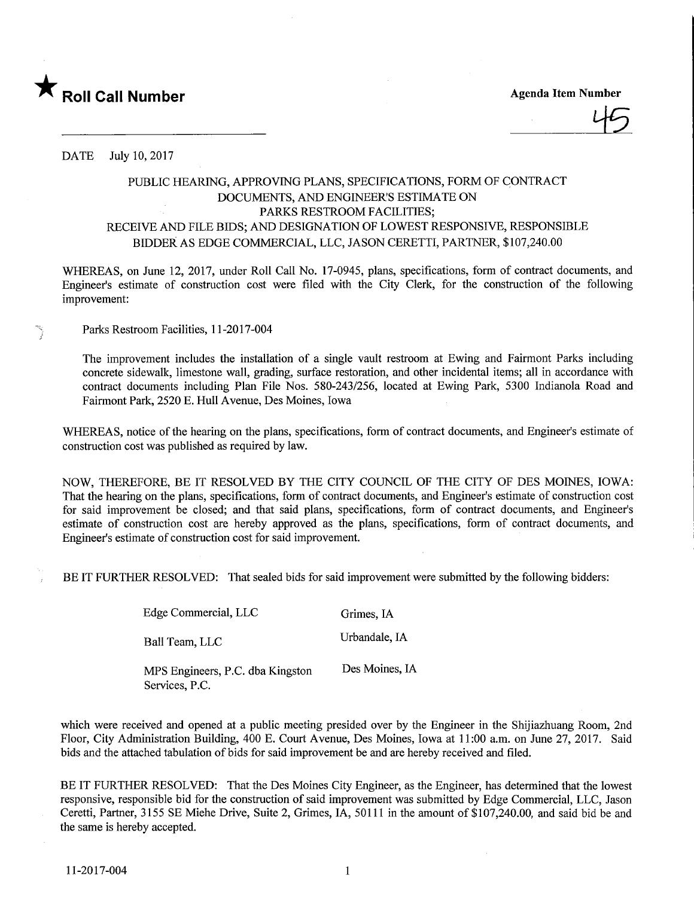★ **Roll Call Number**

**Agenda Item Number**

45

DATE July 10, 2017

PUBLIC HEARING, APPROVING PLANS, SPECIFICATIONS, FORM OF CONTRACT DOCUMENTS, AND ENGINEER'S ESTIMATE ON PARKS RESTROOM FACILITIES; RECEIVE AND FILE BIDS; AND DESIGNATION OF LOWEST RESPONSIVE, RESPONSIBLE BIDDER AS EDGE COMMERCIAL, LLC, JASON CERETTI, PARTNER, $107,240.00

WHEREAS, on June 12, 2017, under Roll Call No. 17-0945, plans, specifications, form of contract documents, and Engineer's estimate of construction cost were filed with the City Clerk, for the construction of the following improvement:

Parks Restroom Facilities, 11-2017-004

The improvement includes the installation of a single vault restroom at Ewing and Fairmont Parks including concrete sidewalk, limestone wall, grading, surface restoration, and other incidental items; all in accordance with contract documents including Plan File Nos. 580-243/256, located at Ewing Park, 5300 Indianola Road and Fairmont Park, 2520 E. Hull Avenue, Des Moines, Iowa

WHEREAS, notice of the hearing on the plans, specifications, form of contract documents, and Engineer's estimate of construction cost was published as required by law.

NOW, THEREFORE, BE IT RESOLVED BY THE CITY COUNCIL OF THE CITY OF DES MOINES, IOWA: That the hearing on the plans, specifications, form of contract documents, and Engineer's estimate of construction cost for said improvement be closed; and that said plans, specifications, form of contract documents, and Engineer's estimate of construction cost are hereby approved as the plans, specifications, form of contract documents, and Engineer's estimate of construction cost for said improvement.

BE IT FURTHER RESOLVED: That sealed bids for said improvement were submitted by the following bidders:

| | |
|---|---|
| Edge Commercial, LLC | Grimes, IA |
| Ball Team, LLC | Urbandale, IA |
| MPS Engineers, P.C. dba Kingston Services, P.C. | Des Moines, IA |

which were received and opened at a public meeting presided over by the Engineer in the Shijiazhuang Room, 2nd Floor, City Administration Building, 400 E. Court Avenue, Des Moines, Iowa at 11:00 a.m. on June 27, 2017. Said bids and the attached tabulation of bids for said improvement be and are hereby received and filed.

BE IT FURTHER RESOLVED: That the Des Moines City Engineer, as the Engineer, has determined that the lowest responsive, responsible bid for the construction of said improvement was submitted by Edge Commercial, LLC, Jason Ceretti, Partner, 3155 SE Miehe Drive, Suite 2, Grimes, IA, 50111 in the amount of $107,240.00, and said bid be and the same is hereby accepted.

11-2017-004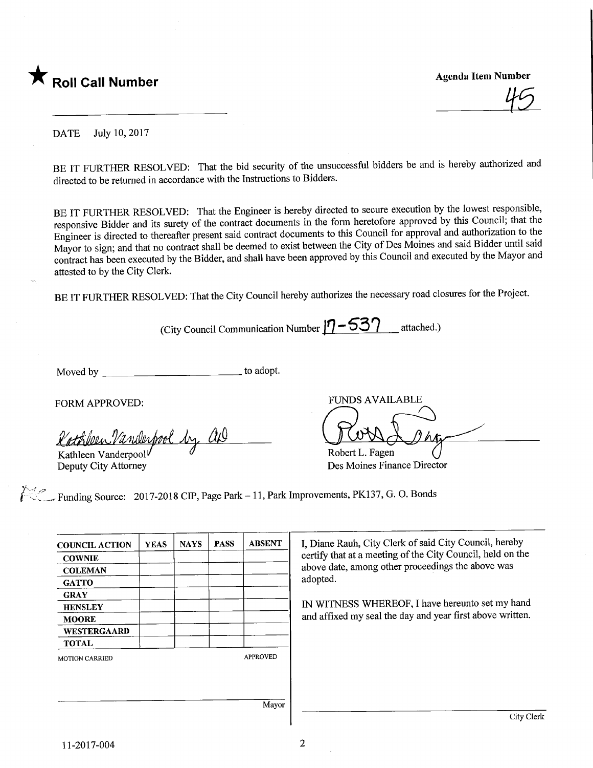★ **Roll Call Number**

**Agenda Item Number**

45

DATE July 10, 2017

BE IT FURTHER RESOLVED: That the bid security of the unsuccessful bidders be and is hereby authorized and directed to be returned in accordance with the Instructions to Bidders.

BE IT FURTHER RESOLVED: That the Engineer is hereby directed to secure execution by the lowest responsible, responsive Bidder and its surety of the contract documents in the form heretofore approved by this Council; that the Engineer is directed to thereafter present said contract documents to this Council for approval and authorization to the Mayor to sign; and that no contract shall be deemed to exist between the City of Des Moines and said Bidder until said contract has been executed by the Bidder, and shall have been approved by this Council and executed by the Mayor and attested to by the City Clerk.

BE IT FURTHER RESOLVED: That the City Council hereby authorizes the necessary road closures for the Project.

(City Council Communication Number 17-537 attached.)

Moved by ______________________ to adopt.

FORM APPROVED:

Kathleen Vanderpool by AD
Kathleen Vanderpool
Deputy City Attorney

FUNDS AVAILABLE

Robert L. Fagen
Des Moines Finance Director

Funding Source: 2017-2018 CIP, Page Park – 11, Park Improvements, PK137, G. O. Bonds

| COUNCIL ACTION | YEAS | NAYS | PASS | ABSENT |
|---|---|---|---|---|
| COWNIE | | | | |
| COLEMAN | | | | |
| GATTO | | | | |
| GRAY | | | | |
| HENSLEY | | | | |
| MOORE | | | | |
| WESTERGAARD | | | | |
| TOTAL | | | | |

MOTION CARRIED APPROVED

______________________ Mayor

I, Diane Rauh, City Clerk of said City Council, hereby certify that at a meeting of the City Council, held on the above date, among other proceedings the above was adopted.

IN WITNESS WHEREOF, I have hereunto set my hand and affixed my seal the day and year first above written.

______________________ City Clerk

11-2017-004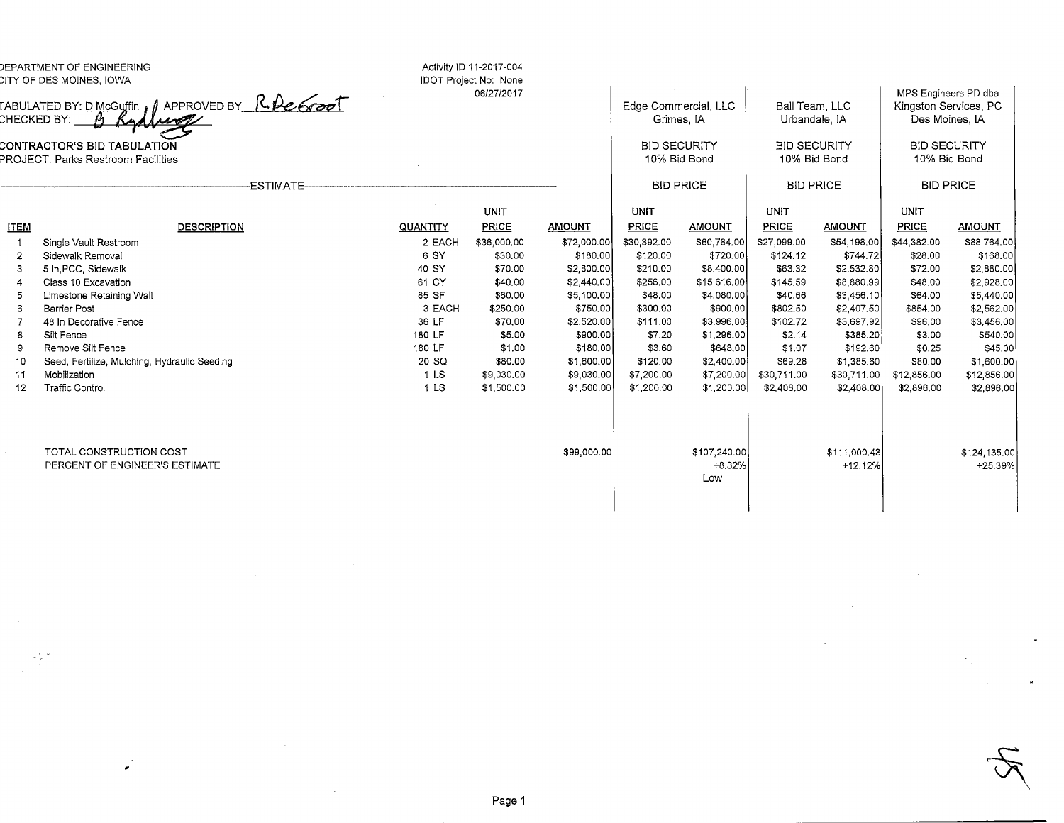DEPARTMENT OF ENGINEERING
CITY OF DES MOINES, IOWA

Activity ID 11-2017-004
IDOT Project No: None
06/27/2017

TABULATED BY: D McGuffin APPROVED BY R. DeGroot
CHECKED BY: B Rydlung

**CONTRACTOR'S BID TABULATION**
PROJECT: Parks Restroom Facilities

| | | | ESTIMATE | | Edge Commercial, LLC Grimes, IA | | Ball Team, LLC Urbandale, IA | | MPS Engineers PD dba Kingston Services, PC Des Moines, IA | |
|---|---|---|---|---|---|---|---|---|---|---|
| | | | | | BID SECURITY 10% Bid Bond | | BID SECURITY 10% Bid Bond | | BID SECURITY 10% Bid Bond | |
| | | | | | BID PRICE | | BID PRICE | | BID PRICE | |
| **ITEM** | **DESCRIPTION** | **QUANTITY** | **UNIT PRICE** | **AMOUNT** | **UNIT PRICE** | **AMOUNT** | **UNIT PRICE** | **AMOUNT** | **UNIT PRICE** | **AMOUNT** |
| 1 | Single Vault Restroom | 2 EACH | $36,000.00 | $72,000.00 | $30,392.00 | $60,784.00 | $27,099.00 | $54,198.00 | $44,382.00 | $88,764.00 |
| 2 | Sidewalk Removal | 6 SY | $30.00 | $180.00 | $120.00 | $720.00 | $124.12 | $744.72 | $28.00 | $168.00 |
| 3 | 5 In,PCC, Sidewalk | 40 SY | $70.00 | $2,800.00 | $210.00 | $8,400.00 | $63.32 | $2,532.80 | $72.00 | $2,880.00 |
| 4 | Class 10 Excavation | 61 CY | $40.00 | $2,440.00 | $256.00 | $15,616.00 | $145.59 | $8,880.99 | $48.00 | $2,928.00 |
| 5 | Limestone Retaining Wall | 85 SF | $60.00 | $5,100.00 | $48.00 | $4,080.00 | $40.66 | $3,456.10 | $64.00 | $5,440.00 |
| 6 | Barrier Post | 3 EACH | $250.00 | $750.00 | $300.00 | $900.00 | $802.50 | $2,407.50 | $854.00 | $2,562.00 |
| 7 | 48 In Decorative Fence | 36 LF | $70.00 | $2,520.00 | $111.00 | $3,996.00 | $102.72 | $3,697.92 | $96.00 | $3,456.00 |
| 8 | Silt Fence | 180 LF | $5.00 | $900.00 | $7.20 | $1,296.00 | $2.14 | $385.20 | $3.00 | $540.00 |
| 9 | Remove Silt Fence | 180 LF | $1.00 | $180.00 | $3.60 | $648.00 | $1.07 | $192.60 | $0.25 | $45.00 |
| 10 | Seed, Fertilize, Mulching, Hydraulic Seeding | 20 SQ | $80.00 | $1,600.00 | $120.00 | $2,400.00 | $69.28 | $1,385.60 | $80.00 | $1,600.00 |
| 11 | Mobilization | 1 LS | $9,030.00 | $9,030.00 | $7,200.00 | $7,200.00 | $30,711.00 | $30,711.00 | $12,856.00 | $12,856.00 |
| 12 | Traffic Control | 1 LS | $1,500.00 | $1,500.00 | $1,200.00 | $1,200.00 | $2,408.00 | $2,408.00 | $2,896.00 | $2,896.00 |
| | TOTAL CONSTRUCTION COST | | | $99,000.00 | | $107,240.00 | | $111,000.43 | | $124,135.00 |
| | PERCENT OF ENGINEER'S ESTIMATE | | | | | +8.32% Low | | +12.12% | | +25.39% |